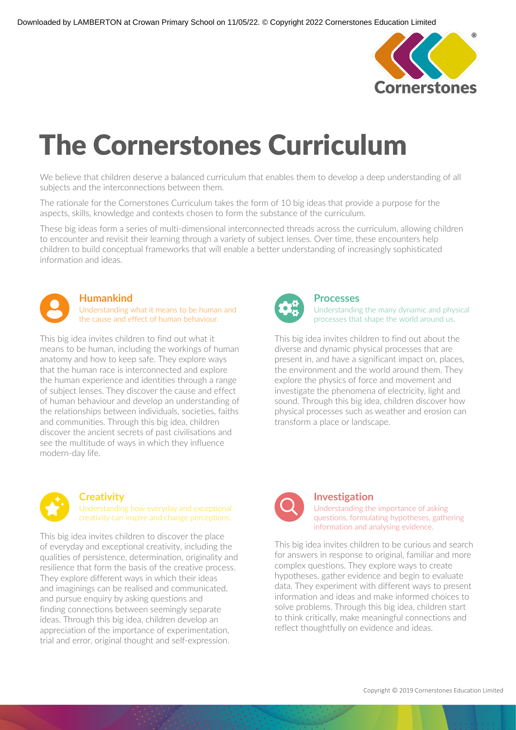# The Cornerstones Curriculum

We believe that children deserve a balanced curriculum that enables them to develop a deep understanding of all subjects and the interconnections between them.

The rationale for the Cornerstones Curriculum takes the form of 10 big ideas that provide a purpose for the aspects, skills, knowledge and contexts chosen to form the substance of the curriculum.

These big ideas form a series of multi-dimensional interconnected threads across the curriculum, allowing children to encounter and revisit their learning through a variety of subject lenses. Over time, these encounters help children to build conceptual frameworks that will enable a better understanding of increasingly sophisticated information and ideas.

## Humankind

Understanding what it means to be human and the cause and effect of human behaviour.

This big idea invites children to find out what it means to be human, including the workings of human anatomy and how to keep safe. They explore ways that the human race is interconnected and explore the human experience and identities through a range of subject lenses. They discover the cause and effect of human behaviour and develop an understanding of the relationships between individuals, societies, faiths and communities. Through this big idea, children discover the ancient secrets of past civilisations and see the multitude of ways in which they influence modern-day life.

## Processes

Understanding the many dynamic and physical processes that shape the world around us.

This big idea invites children to find out about the diverse and dynamic physical processes that are present in, and have a significant impact on, places, the environment and the world around them. They explore the physics of force and movement and investigate the phenomena of electricity, light and sound. Through this big idea, children discover how physical processes such as weather and erosion can transform a place or landscape.

## Creativity

Understanding how everyday and exceptional creativity can inspire and change perceptions.

This big idea invites children to discover the place of everyday and exceptional creativity, including the qualities of persistence, determination, originality and resilience that form the basis of the creative process. They explore different ways in which their ideas and imaginings can be realised and communicated, and pursue enquiry by asking questions and finding connections between seemingly separate ideas. Through this big idea, children develop an appreciation of the importance of experimentation, trial and error, original thought and self-expression.

## Investigation

Understanding the importance of asking questions, formulating hypotheses, gathering information and analysing evidence.

This big idea invites children to be curious and search for answers in response to original, familiar and more complex questions. They explore ways to create hypotheses, gather evidence and begin to evaluate data. They experiment with different ways to present information and ideas and make informed choices to solve problems. Through this big idea, children start to think critically, make meaningful connections and reflect thoughtfully on evidence and ideas.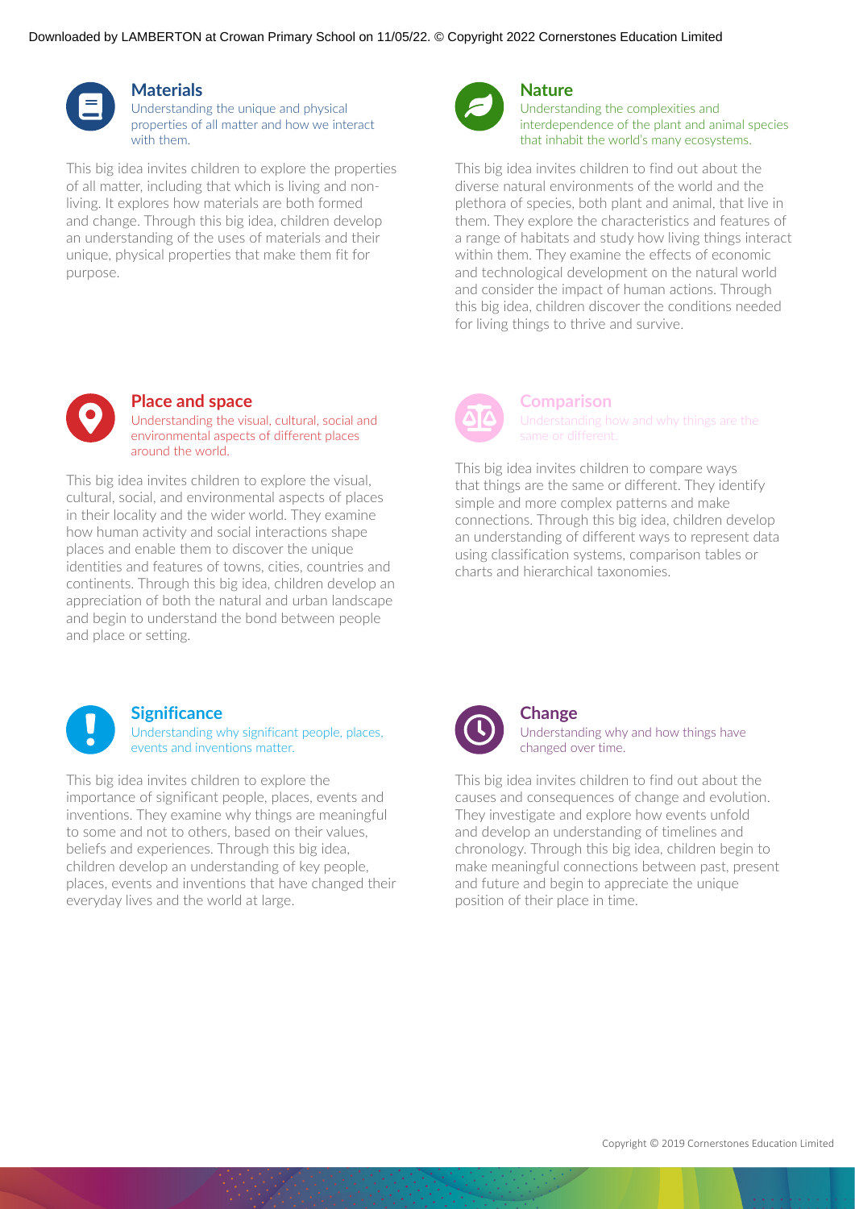## Materials

Understanding the unique and physical properties of all matter and how we interact with them.

This big idea invites children to explore the properties of all matter, including that which is living and non-living. It explores how materials are both formed and change. Through this big idea, children develop an understanding of the uses of materials and their unique, physical properties that make them fit for purpose.

## Nature

Understanding the complexities and interdependence of the plant and animal species that inhabit the world's many ecosystems.

This big idea invites children to find out about the diverse natural environments of the world and the plethora of species, both plant and animal, that live in them. They explore the characteristics and features of a range of habitats and study how living things interact within them. They examine the effects of economic and technological development on the natural world and consider the impact of human actions. Through this big idea, children discover the conditions needed for living things to thrive and survive.

## Place and space

Understanding the visual, cultural, social and environmental aspects of different places around the world.

This big idea invites children to explore the visual, cultural, social, and environmental aspects of places in their locality and the wider world. They examine how human activity and social interactions shape places and enable them to discover the unique identities and features of towns, cities, countries and continents. Through this big idea, children develop an appreciation of both the natural and urban landscape and begin to understand the bond between people and place or setting.

## Comparison

Understanding how and why things are the same or different.

This big idea invites children to compare ways that things are the same or different. They identify simple and more complex patterns and make connections. Through this big idea, children develop an understanding of different ways to represent data using classification systems, comparison tables or charts and hierarchical taxonomies.

## Significance

Understanding why significant people, places, events and inventions matter.

This big idea invites children to explore the importance of significant people, places, events and inventions. They examine why things are meaningful to some and not to others, based on their values, beliefs and experiences. Through this big idea, children develop an understanding of key people, places, events and inventions that have changed their everyday lives and the world at large.

## Change

Understanding why and how things have changed over time.

This big idea invites children to find out about the causes and consequences of change and evolution. They investigate and explore how events unfold and develop an understanding of timelines and chronology. Through this big idea, children begin to make meaningful connections between past, present and future and begin to appreciate the unique position of their place in time.